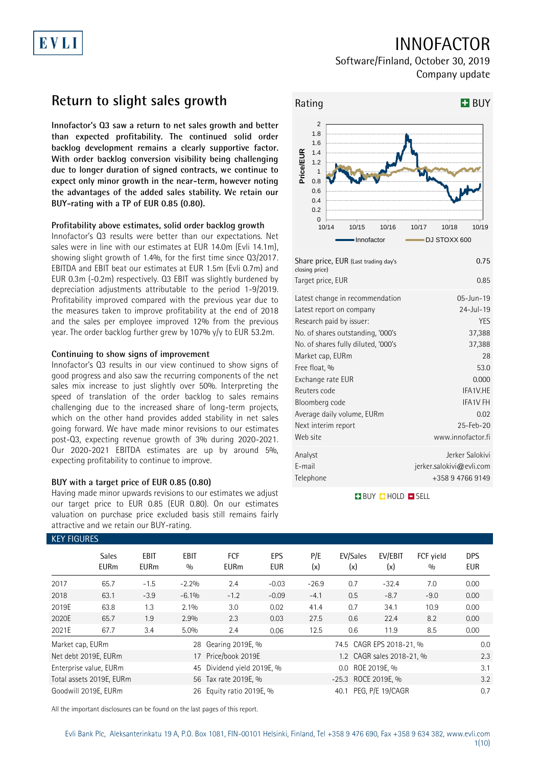# INNOFACTOR

Software/Finland, October 30, 2019
Company update

## Return to slight sales growth

**Innofactor's Q3 saw a return to net sales growth and better than expected profitability. The continued solid order backlog development remains a clearly supportive factor. With order backlog conversion visibility being challenging due to longer duration of signed contracts, we continue to expect only minor growth in the near-term, however noting the advantages of the added sales stability. We retain our BUY-rating with a TP of EUR 0.85 (0.80).**

### Profitability above estimates, solid order backlog growth

Innofactor's Q3 results were better than our expectations. Net sales were in line with our estimates at EUR 14.0m (Evli 14.1m), showing slight growth of 1.4%, for the first time since Q3/2017. EBITDA and EBIT beat our estimates at EUR 1.5m (Evli 0.7m) and EUR 0.3m (-0.2m) respectively. Q3 EBIT was slightly burdened by depreciation adjustments attributable to the period 1-9/2019. Profitability improved compared with the previous year due to the measures taken to improve profitability at the end of 2018 and the sales per employee improved 12% from the previous year. The order backlog further grew by 107% y/y to EUR 53.2m.

### Continuing to show signs of improvement

Innofactor's Q3 results in our view continued to show signs of good progress and also saw the recurring components of the net sales mix increase to just slightly over 50%. Interpreting the speed of translation of the order backlog to sales remains challenging due to the increased share of long-term projects, which on the other hand provides added stability in net sales going forward. We have made minor revisions to our estimates post-Q3, expecting revenue growth of 3% during 2020-2021. Our 2020-2021 EBITDA estimates are up by around 5%, expecting profitability to continue to improve.

### BUY with a target price of EUR 0.85 (0.80)

Having made minor upwards revisions to our estimates we adjust our target price to EUR 0.85 (EUR 0.80). On our estimates valuation on purchase price excluded basis still remains fairly attractive and we retain our BUY-rating.

**Rating: BUY**

| | |
|---|---|
| Share price, EUR (Last trading day's closing price) | 0.75 |
| Target price, EUR | 0.85 |
| Latest change in recommendation | 05-Jun-19 |
| Latest report on company | 24-Jul-19 |
| Research paid by issuer: | YES |
| No. of shares outstanding, '000's | 37,388 |
| No. of shares fully diluted, '000's | 37,388 |
| Market cap, EURm | 28 |
| Free float, % | 53.0 |
| Exchange rate EUR | 0.000 |
| Reuters code | IFA1V.HE |
| Bloomberg code | IFA1V FH |
| Average daily volume, EURm | 0.02 |
| Next interim report | 25-Feb-20 |
| Web site | www.innofactor.fi |
| Analyst | Jerker Salokivi |
| E-mail | jerker.salokivi@evli.com |
| Telephone | +358 9 4766 9149 |

BUY HOLD SELL

### KEY FIGURES

| | Sales EURm | EBIT EURm | EBIT % | FCF EURm | EPS EUR | P/E (x) | EV/Sales (x) | EV/EBIT (x) | FCF yield % | DPS EUR |
|---|---|---|---|---|---|---|---|---|---|---|
| 2017 | 65.7 | -1.5 | -2.2% | 2.4 | -0.03 | -26.9 | 0.7 | -32.4 | 7.0 | 0.00 |
| 2018 | 63.1 | -3.9 | -6.1% | -1.2 | -0.09 | -4.1 | 0.5 | -8.7 | -9.0 | 0.00 |
| 2019E | 63.8 | 1.3 | 2.1% | 3.0 | 0.02 | 41.4 | 0.7 | 34.1 | 10.9 | 0.00 |
| 2020E | 65.7 | 1.9 | 2.9% | 2.3 | 0.03 | 27.5 | 0.6 | 22.4 | 8.2 | 0.00 |
| 2021E | 67.7 | 3.4 | 5.0% | 2.4 | 0.06 | 12.5 | 0.6 | 11.9 | 8.5 | 0.00 |

| | | | | | |
|---|---|---|---|---|---|
| Market cap, EURm | 28 | Gearing 2019E, % | 74.5 | CAGR EPS 2018-21, % | 0.0 |
| Net debt 2019E, EURm | 17 | Price/book 2019E | 1.2 | CAGR sales 2018-21, % | 2.3 |
| Enterprise value, EURm | 45 | Dividend yield 2019E, % | 0.0 | ROE 2019E, % | 3.1 |
| Total assets 2019E, EURm | 56 | Tax rate 2019E, % | -25.3 | ROCE 2019E, % | 3.2 |
| Goodwill 2019E, EURm | 26 | Equity ratio 2019E, % | 40.1 | PEG, P/E 19/CAGR | 0.7 |

All the important disclosures can be found on the last pages of this report.

Evli Bank Plc, Aleksanterinkatu 19 A, P.O. Box 1081, FIN-00101 Helsinki, Finland, Tel +358 9 476 690, Fax +358 9 634 382, www.evli.com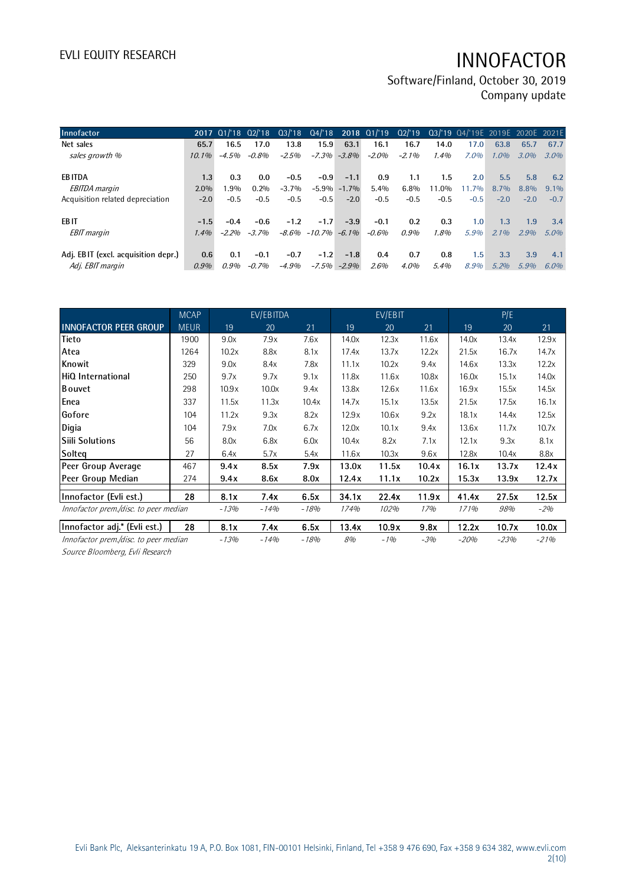| Innofactor | 2017 | Q1/'18 | Q2/'18 | Q3/'18 | Q4/'18 | 2018 | Q1/'19 | Q2/'19 | Q3/'19 | Q4/'19E | 2019E | 2020E | 2021E |
|---|---|---|---|---|---|---|---|---|---|---|---|---|---|
| Net sales | 65.7 | 16.5 | 17.0 | 13.8 | 15.9 | 63.1 | 16.1 | 16.7 | 14.0 | 17.0 | 63.8 | 65.7 | 67.7 |
| *sales growth %* | *10.1%* | *-4.5%* | *-0.8%* | *-2.5%* | *-7.3%* | *-3.8%* | *-2.0%* | *-2.1%* | *1.4%* | *7.0%* | *1.0%* | *3.0%* | *3.0%* |
| | | | | | | | | | | | | | |
| EBITDA | 1.3 | 0.3 | 0.0 | -0.5 | -0.9 | -1.1 | 0.9 | 1.1 | 1.5 | 2.0 | 5.5 | 5.8 | 6.2 |
| *EBITDA margin* | 2.0% | 1.9% | 0.2% | -3.7% | -5.9% | -1.7% | 5.4% | 6.8% | 11.0% | 11.7% | 8.7% | 8.8% | 9.1% |
| Acquisition related depreciation | -2.0 | -0.5 | -0.5 | -0.5 | -0.5 | -2.0 | -0.5 | -0.5 | -0.5 | -0.5 | -2.0 | -2.0 | -0.7 |
| | | | | | | | | | | | | | |
| EBIT | -1.5 | -0.4 | -0.6 | -1.2 | -1.7 | -3.9 | -0.1 | 0.2 | 0.3 | 1.0 | 1.3 | 1.9 | 3.4 |
| *EBIT margin* | *1.4%* | *-2.2%* | *-3.7%* | *-8.6%* | *-10.7%* | *-6.1%* | *-0.6%* | *0.9%* | *1.8%* | *5.9%* | *2.1%* | *2.9%* | *5.0%* |
| | | | | | | | | | | | | | |
| Adj. EBIT (excl. acquisition depr.) | 0.6 | 0.1 | -0.1 | -0.7 | -1.2 | -1.8 | 0.4 | 0.7 | 0.8 | 1.5 | 3.3 | 3.9 | 4.1 |
| *Adj. EBIT margin* | *0.9%* | *0.9%* | *-0.7%* | *-4.9%* | *-7.5%* | *-2.9%* | *2.6%* | *4.0%* | *5.4%* | *8.9%* | *5.2%* | *5.9%* | *6.0%* |

| | MCAP | EV/EBITDA | | | EV/EBIT | | | P/E | | |
|---|---|---|---|---|---|---|---|---|---|---|
| **INNOFACTOR PEER GROUP** | MEUR | 19 | 20 | 21 | 19 | 20 | 21 | 19 | 20 | 21 |
| Tieto | 1900 | 9.0x | 7.9x | 7.6x | 14.0x | 12.3x | 11.6x | 14.0x | 13.4x | 12.9x |
| Atea | 1264 | 10.2x | 8.8x | 8.1x | 17.4x | 13.7x | 12.2x | 21.5x | 16.7x | 14.7x |
| Knowit | 329 | 9.0x | 8.4x | 7.8x | 11.1x | 10.2x | 9.4x | 14.6x | 13.3x | 12.2x |
| HiQ International | 250 | 9.7x | 9.7x | 9.1x | 11.8x | 11.6x | 10.8x | 16.0x | 15.1x | 14.0x |
| Bouvet | 298 | 10.9x | 10.0x | 9.4x | 13.8x | 12.6x | 11.6x | 16.9x | 15.5x | 14.5x |
| Enea | 337 | 11.5x | 11.3x | 10.4x | 14.7x | 15.1x | 13.5x | 21.5x | 17.5x | 16.1x |
| Gofore | 104 | 11.2x | 9.3x | 8.2x | 12.9x | 10.6x | 9.2x | 18.1x | 14.4x | 12.5x |
| Digia | 104 | 7.9x | 7.0x | 6.7x | 12.0x | 10.1x | 9.4x | 13.6x | 11.7x | 10.7x |
| Siili Solutions | 56 | 8.0x | 6.8x | 6.0x | 10.4x | 8.2x | 7.1x | 12.1x | 9.3x | 8.1x |
| Solteq | 27 | 6.4x | 5.7x | 5.4x | 11.6x | 10.3x | 9.6x | 12.8x | 10.4x | 8.8x |
| **Peer Group Average** | **467** | **9.4x** | **8.5x** | **7.9x** | **13.0x** | **11.5x** | **10.4x** | **16.1x** | **13.7x** | **12.4x** |
| **Peer Group Median** | **274** | **9.4x** | **8.6x** | **8.0x** | **12.4x** | **11.1x** | **10.2x** | **15.3x** | **13.9x** | **12.7x** |
| **Innofactor (Evli est.)** | **28** | **8.1x** | **7.4x** | **6.5x** | **34.1x** | **22.4x** | **11.9x** | **41.4x** | **27.5x** | **12.5x** |
| *Innofactor prem./disc. to peer median* | | *-13%* | *-14%* | *-18%* | *174%* | *102%* | *17%* | *171%* | *98%* | *-2%* |
| **Innofactor adj.* (Evli est.)** | **28** | **8.1x** | **7.4x** | **6.5x** | **13.4x** | **10.9x** | **9.8x** | **12.2x** | **10.7x** | **10.0x** |
| *Innofactor prem./disc. to peer median* | | *-13%* | *-14%* | *-18%* | *8%* | *-1%* | *-3%* | *-20%* | *-23%* | *-21%* |

*Source Bloomberg, Evli Research*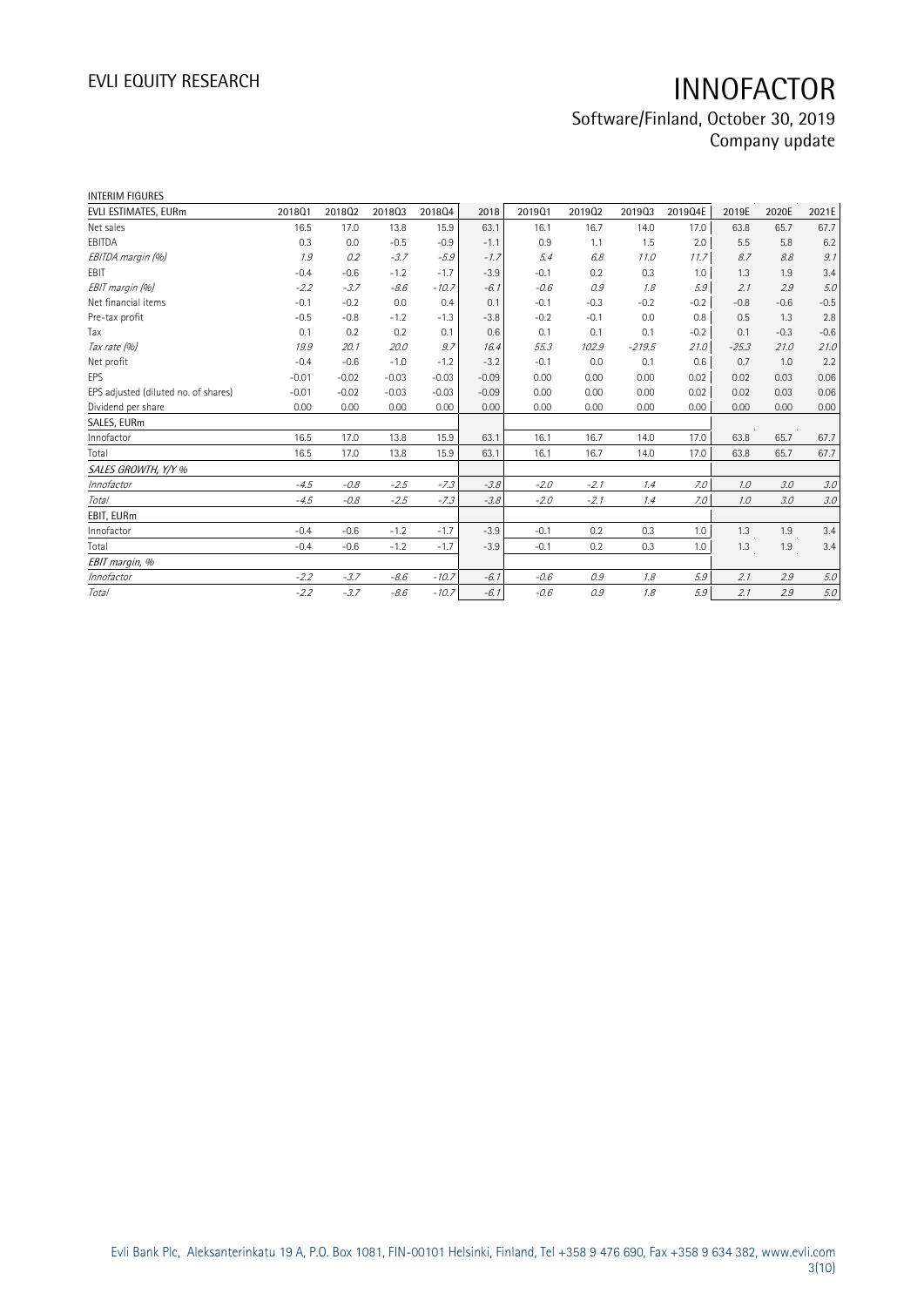INTERIM FIGURES

| EVLI ESTIMATES, EURm | 2018Q1 | 2018Q2 | 2018Q3 | 2018Q4 | 2018 | 2019Q1 | 2019Q2 | 2019Q3 | 2019Q4E | 2019E | 2020E | 2021E |
|---|---|---|---|---|---|---|---|---|---|---|---|---|
| Net sales | 16.5 | 17.0 | 13.8 | 15.9 | 63.1 | 16.1 | 16.7 | 14.0 | 17.0 | 63.8 | 65.7 | 67.7 |
| EBITDA | 0.3 | 0.0 | -0.5 | -0.9 | -1.1 | 0.9 | 1.1 | 1.5 | 2.0 | 5.5 | 5.8 | 6.2 |
| *EBITDA margin (%)* | *1.9* | *0.2* | *-3.7* | *-5.9* | *-1.7* | *5.4* | *6.8* | *11.0* | *11.7* | *8.7* | *8.8* | *9.1* |
| EBIT | -0.4 | -0.6 | -1.2 | -1.7 | -3.9 | -0.1 | 0.2 | 0.3 | 1.0 | 1.3 | 1.9 | 3.4 |
| *EBIT margin (%)* | *-2.2* | *-3.7* | *-8.6* | *-10.7* | *-6.1* | *-0.6* | *0.9* | *1.8* | *5.9* | *2.1* | *2.9* | *5.0* |
| Net financial items | -0.1 | -0.2 | 0.0 | 0.4 | 0.1 | -0.1 | -0.3 | -0.2 | -0.2 | -0.8 | -0.6 | -0.5 |
| Pre-tax profit | -0.5 | -0.8 | -1.2 | -1.3 | -3.8 | -0.2 | -0.1 | 0.0 | 0.8 | 0.5 | 1.3 | 2.8 |
| Tax | 0.1 | 0.2 | 0.2 | 0.1 | 0.6 | 0.1 | 0.1 | 0.1 | -0.2 | 0.1 | -0.3 | -0.6 |
| *Tax rate (%)* | *19.9* | *20.1* | *20.0* | *9.7* | *16.4* | *55.3* | *102.9* | *-219.5* | *21.0* | *-25.3* | *21.0* | *21.0* |
| Net profit | -0.4 | -0.6 | -1.0 | -1.2 | -3.2 | -0.1 | 0.0 | 0.1 | 0.6 | 0.7 | 1.0 | 2.2 |
| EPS | -0.01 | -0.02 | -0.03 | -0.03 | -0.09 | 0.00 | 0.00 | 0.00 | 0.02 | 0.02 | 0.03 | 0.06 |
| EPS adjusted (diluted no. of shares) | -0.01 | -0.02 | -0.03 | -0.03 | -0.09 | 0.00 | 0.00 | 0.00 | 0.02 | 0.02 | 0.03 | 0.06 |
| Dividend per share | 0.00 | 0.00 | 0.00 | 0.00 | 0.00 | 0.00 | 0.00 | 0.00 | 0.00 | 0.00 | 0.00 | 0.00 |
| SALES, EURm | | | | | | | | | | | | |
| Innofactor | 16.5 | 17.0 | 13.8 | 15.9 | 63.1 | 16.1 | 16.7 | 14.0 | 17.0 | 63.8 | 65.7 | 67.7 |
| Total | 16.5 | 17.0 | 13.8 | 15.9 | 63.1 | 16.1 | 16.7 | 14.0 | 17.0 | 63.8 | 65.7 | 67.7 |
| *SALES GROWTH, Y/Y %* | | | | | | | | | | | | |
| *Innofactor* | *-4.5* | *-0.8* | *-2.5* | *-7.3* | *-3.8* | *-2.0* | *-2.1* | *1.4* | *7.0* | *1.0* | *3.0* | *3.0* |
| *Total* | *-4.5* | *-0.8* | *-2.5* | *-7.3* | *-3.8* | *-2.0* | *-2.1* | *1.4* | *7.0* | *1.0* | *3.0* | *3.0* |
| EBIT, EURm | | | | | | | | | | | | |
| Innofactor | -0.4 | -0.6 | -1.2 | -1.7 | -3.9 | -0.1 | 0.2 | 0.3 | 1.0 | 1.3 | 1.9 | 3.4 |
| Total | -0.4 | -0.6 | -1.2 | -1.7 | -3.9 | -0.1 | 0.2 | 0.3 | 1.0 | 1.3 | 1.9 | 3.4 |
| *EBIT margin, %* | | | | | | | | | | | | |
| *Innofactor* | *-2.2* | *-3.7* | *-8.6* | *-10.7* | *-6.1* | *-0.6* | *0.9* | *1.8* | *5.9* | *2.1* | *2.9* | *5.0* |
| *Total* | *-2.2* | *-3.7* | *-8.6* | *-10.7* | *-6.1* | *-0.6* | *0.9* | *1.8* | *5.9* | *2.1* | *2.9* | *5.0* |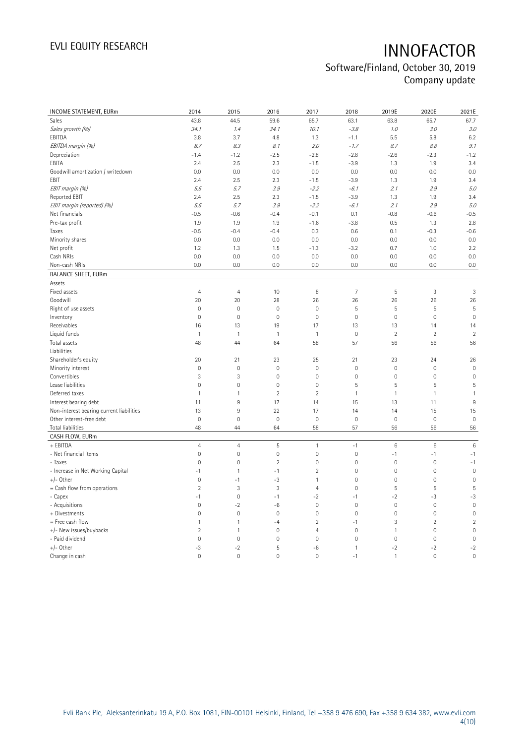# INNOFACTOR

## Software/Finland, October 30, 2019
Company update

| INCOME STATEMENT, EURm | 2014 | 2015 | 2016 | 2017 | 2018 | 2019E | 2020E | 2021E |
|---|---|---|---|---|---|---|---|---|
| Sales | 43.8 | 44.5 | 59.6 | 65.7 | 63.1 | 63.8 | 65.7 | 67.7 |
| *Sales growth (%)* | *34.1* | *1.4* | *34.1* | *10.1* | *-3.8* | *1.0* | *3.0* | *3.0* |
| EBITDA | 3.8 | 3.7 | 4.8 | 1.3 | -1.1 | 5.5 | 5.8 | 6.2 |
| *EBITDA margin (%)* | *8.7* | *8.3* | *8.1* | *2.0* | *-1.7* | *8.7* | *8.8* | *9.1* |
| Depreciation | -1.4 | -1.2 | -2.5 | -2.8 | -2.8 | -2.6 | -2.3 | -1.2 |
| EBITA | 2.4 | 2.5 | 2.3 | -1.5 | -3.9 | 1.3 | 1.9 | 3.4 |
| Goodwill amortization / writedown | 0.0 | 0.0 | 0.0 | 0.0 | 0.0 | 0.0 | 0.0 | 0.0 |
| EBIT | 2.4 | 2.5 | 2.3 | -1.5 | -3.9 | 1.3 | 1.9 | 3.4 |
| *EBIT margin (%)* | *5.5* | *5.7* | *3.9* | *-2.2* | *-6.1* | *2.1* | *2.9* | *5.0* |
| Reported EBIT | 2.4 | 2.5 | 2.3 | -1.5 | -3.9 | 1.3 | 1.9 | 3.4 |
| *EBIT margin (reported) (%)* | *5.5* | *5.7* | *3.9* | *-2.2* | *-6.1* | *2.1* | *2.9* | *5.0* |
| Net financials | -0.5 | -0.6 | -0.4 | -0.1 | 0.1 | -0.8 | -0.6 | -0.5 |
| Pre-tax profit | 1.9 | 1.9 | 1.9 | -1.6 | -3.8 | 0.5 | 1.3 | 2.8 |
| Taxes | -0.5 | -0.4 | -0.4 | 0.3 | 0.6 | 0.1 | -0.3 | -0.6 |
| Minority shares | 0.0 | 0.0 | 0.0 | 0.0 | 0.0 | 0.0 | 0.0 | 0.0 |
| Net profit | 1.2 | 1.3 | 1.5 | -1.3 | -3.2 | 0.7 | 1.0 | 2.2 |
| Cash NRIs | 0.0 | 0.0 | 0.0 | 0.0 | 0.0 | 0.0 | 0.0 | 0.0 |
| Non-cash NRIs | 0.0 | 0.0 | 0.0 | 0.0 | 0.0 | 0.0 | 0.0 | 0.0 |
| **BALANCE SHEET, EURm** | | | | | | | | |
| Assets | | | | | | | | |
| Fixed assets | 4 | 4 | 10 | 8 | 7 | 5 | 3 | 3 |
| Goodwill | 20 | 20 | 28 | 26 | 26 | 26 | 26 | 26 |
| Right of use assets | 0 | 0 | 0 | 0 | 5 | 5 | 5 | 5 |
| Inventory | 0 | 0 | 0 | 0 | 0 | 0 | 0 | 0 |
| Receivables | 16 | 13 | 19 | 17 | 13 | 13 | 14 | 14 |
| Liquid funds | 1 | 1 | 1 | 1 | 0 | 2 | 2 | 2 |
| Total assets | 48 | 44 | 64 | 58 | 57 | 56 | 56 | 56 |
| Liabilities | | | | | | | | |
| Shareholder's equity | 20 | 21 | 23 | 25 | 21 | 23 | 24 | 26 |
| Minority interest | 0 | 0 | 0 | 0 | 0 | 0 | 0 | 0 |
| Convertibles | 3 | 3 | 0 | 0 | 0 | 0 | 0 | 0 |
| Lease liabilities | 0 | 0 | 0 | 0 | 5 | 5 | 5 | 5 |
| Deferred taxes | 1 | 1 | 2 | 2 | 1 | 1 | 1 | 1 |
| Interest bearing debt | 11 | 9 | 17 | 14 | 15 | 13 | 11 | 9 |
| Non-interest bearing current liabilities | 13 | 9 | 22 | 17 | 14 | 14 | 15 | 15 |
| Other interest-free debt | 0 | 0 | 0 | 0 | 0 | 0 | 0 | 0 |
| Total liabilities | 48 | 44 | 64 | 58 | 57 | 56 | 56 | 56 |
| **CASH FLOW, EURm** | | | | | | | | |
| + EBITDA | 4 | 4 | 5 | 1 | -1 | 6 | 6 | 6 |
| - Net financial items | 0 | 0 | 0 | 0 | 0 | -1 | -1 | -1 |
| - Taxes | 0 | 0 | 2 | 0 | 0 | 0 | 0 | -1 |
| - Increase in Net Working Capital | -1 | 1 | -1 | 2 | 0 | 0 | 0 | 0 |
| +/- Other | 0 | -1 | -3 | 1 | 0 | 0 | 0 | 0 |
| = Cash flow from operations | 2 | 3 | 3 | 4 | 0 | 5 | 5 | 5 |
| - Capex | -1 | 0 | -1 | -2 | -1 | -2 | -3 | -3 |
| - Acquisitions | 0 | -2 | -6 | 0 | 0 | 0 | 0 | 0 |
| + Divestments | 0 | 0 | 0 | 0 | 0 | 0 | 0 | 0 |
| = Free cash flow | 1 | 1 | -4 | 2 | -1 | 3 | 2 | 2 |
| +/- New issues/buybacks | 2 | 1 | 0 | 4 | 0 | 1 | 0 | 0 |
| - Paid dividend | 0 | 0 | 0 | 0 | 0 | 0 | 0 | 0 |
| +/- Other | -3 | -2 | 5 | -6 | 1 | -2 | -2 | -2 |
| Change in cash | 0 | 0 | 0 | 0 | -1 | 1 | 0 | 0 |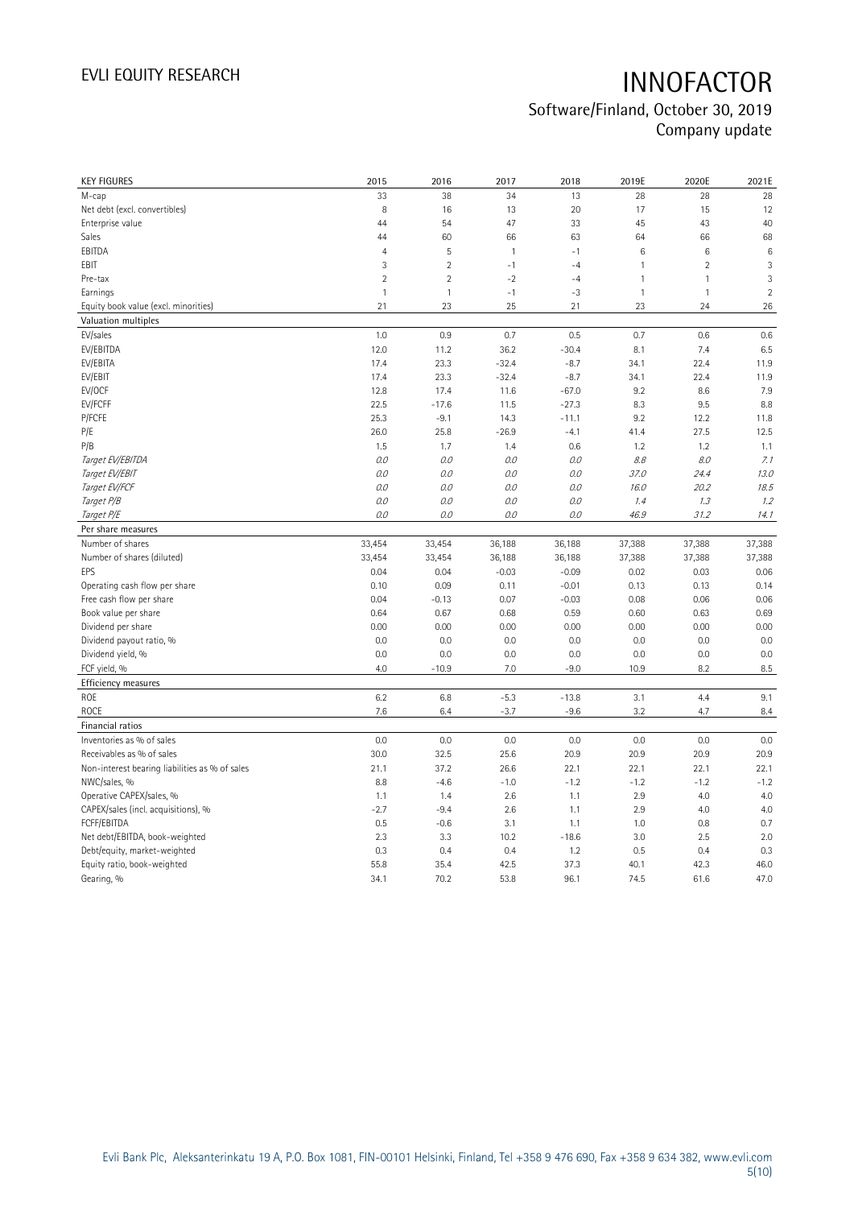| KEY FIGURES | 2015 | 2016 | 2017 | 2018 | 2019E | 2020E | 2021E |
|---|---|---|---|---|---|---|---|
| M-cap | 33 | 38 | 34 | 13 | 28 | 28 | 28 |
| Net debt (excl. convertibles) | 8 | 16 | 13 | 20 | 17 | 15 | 12 |
| Enterprise value | 44 | 54 | 47 | 33 | 45 | 43 | 40 |
| Sales | 44 | 60 | 66 | 63 | 64 | 66 | 68 |
| EBITDA | 4 | 5 | 1 | -1 | 6 | 6 | 6 |
| EBIT | 3 | 2 | -1 | -4 | 1 | 2 | 3 |
| Pre-tax | 2 | 2 | -2 | -4 | 1 | 1 | 3 |
| Earnings | 1 | 1 | -1 | -3 | 1 | 1 | 2 |
| Equity book value (excl. minorities) | 21 | 23 | 25 | 21 | 23 | 24 | 26 |
| **Valuation multiples** | | | | | | | |
| EV/sales | 1.0 | 0.9 | 0.7 | 0.5 | 0.7 | 0.6 | 0.6 |
| EV/EBITDA | 12.0 | 11.2 | 36.2 | -30.4 | 8.1 | 7.4 | 6.5 |
| EV/EBITA | 17.4 | 23.3 | -32.4 | -8.7 | 34.1 | 22.4 | 11.9 |
| EV/EBIT | 17.4 | 23.3 | -32.4 | -8.7 | 34.1 | 22.4 | 11.9 |
| EV/OCF | 12.8 | 17.4 | 11.6 | -67.0 | 9.2 | 8.6 | 7.9 |
| EV/FCFF | 22.5 | -17.6 | 11.5 | -27.3 | 8.3 | 9.5 | 8.8 |
| P/FCFE | 25.3 | -9.1 | 14.3 | -11.1 | 9.2 | 12.2 | 11.8 |
| P/E | 26.0 | 25.8 | -26.9 | -4.1 | 41.4 | 27.5 | 12.5 |
| P/B | 1.5 | 1.7 | 1.4 | 0.6 | 1.2 | 1.2 | 1.1 |
| *Target EV/EBITDA* | *0.0* | *0.0* | *0.0* | *0.0* | *8.8* | *8.0* | *7.1* |
| *Target EV/EBIT* | *0.0* | *0.0* | *0.0* | *0.0* | *37.0* | *24.4* | *13.0* |
| *Target EV/FCF* | *0.0* | *0.0* | *0.0* | *0.0* | *16.0* | *20.2* | *18.5* |
| *Target P/B* | *0.0* | *0.0* | *0.0* | *0.0* | *1.4* | *1.3* | *1.2* |
| *Target P/E* | *0.0* | *0.0* | *0.0* | *0.0* | *46.9* | *31.2* | *14.1* |
| **Per share measures** | | | | | | | |
| Number of shares | 33,454 | 33,454 | 36,188 | 36,188 | 37,388 | 37,388 | 37,388 |
| Number of shares (diluted) | 33,454 | 33,454 | 36,188 | 36,188 | 37,388 | 37,388 | 37,388 |
| EPS | 0.04 | 0.04 | -0.03 | -0.09 | 0.02 | 0.03 | 0.06 |
| Operating cash flow per share | 0.10 | 0.09 | 0.11 | -0.01 | 0.13 | 0.13 | 0.14 |
| Free cash flow per share | 0.04 | -0.13 | 0.07 | -0.03 | 0.08 | 0.06 | 0.06 |
| Book value per share | 0.64 | 0.67 | 0.68 | 0.59 | 0.60 | 0.63 | 0.69 |
| Dividend per share | 0.00 | 0.00 | 0.00 | 0.00 | 0.00 | 0.00 | 0.00 |
| Dividend payout ratio, % | 0.0 | 0.0 | 0.0 | 0.0 | 0.0 | 0.0 | 0.0 |
| Dividend yield, % | 0.0 | 0.0 | 0.0 | 0.0 | 0.0 | 0.0 | 0.0 |
| FCF yield, % | 4.0 | -10.9 | 7.0 | -9.0 | 10.9 | 8.2 | 8.5 |
| **Efficiency measures** | | | | | | | |
| ROE | 6.2 | 6.8 | -5.3 | -13.8 | 3.1 | 4.4 | 9.1 |
| ROCE | 7.6 | 6.4 | -3.7 | -9.6 | 3.2 | 4.7 | 8.4 |
| **Financial ratios** | | | | | | | |
| Inventories as % of sales | 0.0 | 0.0 | 0.0 | 0.0 | 0.0 | 0.0 | 0.0 |
| Receivables as % of sales | 30.0 | 32.5 | 25.6 | 20.9 | 20.9 | 20.9 | 20.9 |
| Non-interest bearing liabilities as % of sales | 21.1 | 37.2 | 26.6 | 22.1 | 22.1 | 22.1 | 22.1 |
| NWC/sales, % | 8.8 | -4.6 | -1.0 | -1.2 | -1.2 | -1.2 | -1.2 |
| Operative CAPEX/sales, % | 1.1 | 1.4 | 2.6 | 1.1 | 2.9 | 4.0 | 4.0 |
| CAPEX/sales (incl. acquisitions), % | -2.7 | -9.4 | 2.6 | 1.1 | 2.9 | 4.0 | 4.0 |
| FCFF/EBITDA | 0.5 | -0.6 | 3.1 | 1.1 | 1.0 | 0.8 | 0.7 |
| Net debt/EBITDA, book-weighted | 2.3 | 3.3 | 10.2 | -18.6 | 3.0 | 2.5 | 2.0 |
| Debt/equity, market-weighted | 0.3 | 0.4 | 0.4 | 1.2 | 0.5 | 0.4 | 0.3 |
| Equity ratio, book-weighted | 55.8 | 35.4 | 42.5 | 37.3 | 40.1 | 42.3 | 46.0 |
| Gearing, % | 34.1 | 70.2 | 53.8 | 96.1 | 74.5 | 61.6 | 47.0 |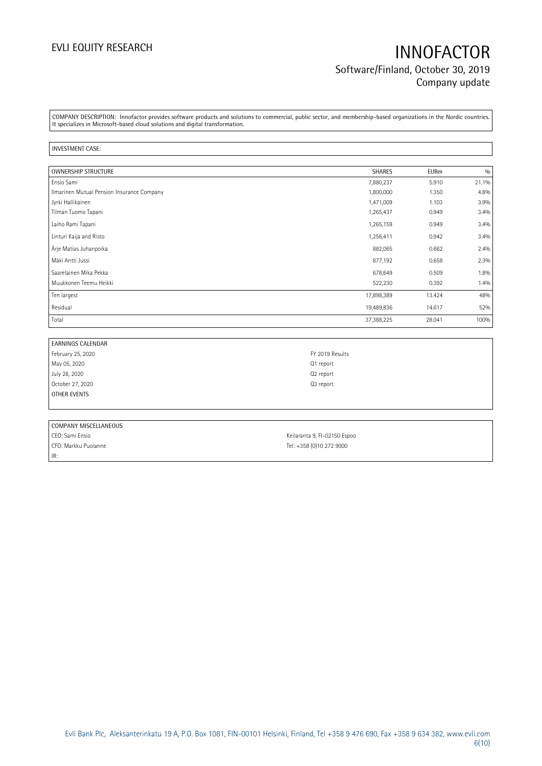COMPANY DESCRIPTION: Innofactor provides software products and solutions to commercial, public sector, and membership-based organizations in the Nordic countries. It specializes in Microsoft-based cloud solutions and digital transformation.

INVESTMENT CASE:

| OWNERSHIP STRUCTURE | SHARES | EURm | % |
|---|---|---|---|
| Ensio Sami | 7,880,237 | 5.910 | 21.1% |
| Ilmarinen Mutual Pension Insurance Company | 1,800,000 | 1.350 | 4.8% |
| Jyrki Hallikainen | 1,471,009 | 1.103 | 3.9% |
| Tilman Tuomo Tapani | 1,265,437 | 0.949 | 3.4% |
| Laiho Rami Tapani | 1,265,159 | 0.949 | 3.4% |
| Linturi Kaija and Risto | 1,256,411 | 0.942 | 3.4% |
| Ärje Matias Juhanpoika | 882,065 | 0.662 | 2.4% |
| Mäki Antti Jussi | 877,192 | 0.658 | 2.3% |
| Saarelainen Mika Pekka | 678,649 | 0.509 | 1.8% |
| Muukkonen Teemu Heikki | 522,230 | 0.392 | 1.4% |
| Ten largest | 17,898,389 | 13.424 | 48% |
| Residual | 19,489,836 | 14.617 | 52% |
| Total | 37,388,225 | 28.041 | 100% |

| EARNINGS CALENDAR | |
|---|---|
| February 25, 2020 | FY 2019 Results |
| May 05, 2020 | Q1 report |
| July 28, 2020 | Q2 report |
| October 27, 2020 | Q3 report |
| OTHER EVENTS | |

| COMPANY MISCELLANEOUS | |
|---|---|
| CEO: Sami Ensio | Keilaranta 9, FI-02150 Espoo |
| CFO: Markku Puolanne | Tel: +358 (0)10 272 9000 |
| IR: | |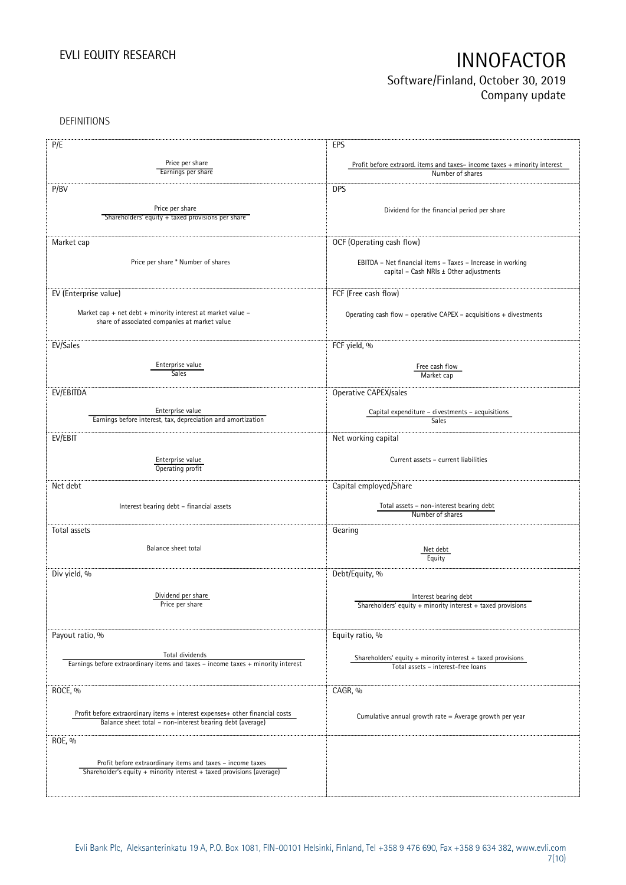DEFINITIONS

| P/E | EPS |
|---|---|
| $\dfrac{\text{Price per share}}{\text{Earnings per share}}$ | $\dfrac{\text{Profit before extraord. items and taxes} - \text{income taxes} + \text{minority interest}}{\text{Number of shares}}$ |
| **P/BV** | **DPS** |
| $\dfrac{\text{Price per share}}{\text{Shareholders' equity} + \text{taxed provisions per share}}$ | Dividend for the financial period per share |
| **Market cap** | **OCF (Operating cash flow)** |
| Price per share * Number of shares | EBITDA – Net financial items – Taxes – Increase in working capital – Cash NRIs ± Other adjustments |
| **EV (Enterprise value)** | **FCF (Free cash flow)** |
| Market cap + net debt + minority interest at market value – share of associated companies at market value | Operating cash flow – operative CAPEX – acquisitions + divestments |
| **EV/Sales** | **FCF yield, %** |
| $\dfrac{\text{Enterprise value}}{\text{Sales}}$ | $\dfrac{\text{Free cash flow}}{\text{Market cap}}$ |
| **EV/EBITDA** | **Operative CAPEX/sales** |
| $\dfrac{\text{Enterprise value}}{\text{Earnings before interest, tax, depreciation and amortization}}$ | $\dfrac{\text{Capital expenditure} - \text{divestments} - \text{acquisitions}}{\text{Sales}}$ |
| **EV/EBIT** | **Net working capital** |
| $\dfrac{\text{Enterprise value}}{\text{Operating profit}}$ | Current assets – current liabilities |
| **Net debt** | **Capital employed/Share** |
| Interest bearing debt – financial assets | $\dfrac{\text{Total assets} - \text{non-interest bearing debt}}{\text{Number of shares}}$ |
| **Total assets** | **Gearing** |
| Balance sheet total | $\dfrac{\text{Net debt}}{\text{Equity}}$ |
| **Div yield, %** | **Debt/Equity, %** |
| $\dfrac{\text{Dividend per share}}{\text{Price per share}}$ | $\dfrac{\text{Interest bearing debt}}{\text{Shareholders' equity} + \text{minority interest} + \text{taxed provisions}}$ |
| **Payout ratio, %** | **Equity ratio, %** |
| $\dfrac{\text{Total dividends}}{\text{Earnings before extraordinary items and taxes} - \text{income taxes} + \text{minority interest}}$ | $\dfrac{\text{Shareholders' equity} + \text{minority interest} + \text{taxed provisions}}{\text{Total assets} - \text{interest-free loans}}$ |
| **ROCE, %** | **CAGR, %** |
| $\dfrac{\text{Profit before extraordinary items} + \text{interest expenses} + \text{other financial costs}}{\text{Balance sheet total} - \text{non-interest bearing debt (average)}}$ | Cumulative annual growth rate = Average growth per year |
| **ROE, %** | |
| $\dfrac{\text{Profit before extraordinary items and taxes} - \text{income taxes}}{\text{Shareholder's equity} + \text{minority interest} + \text{taxed provisions (average)}}$ | |

Evli Bank Plc, Aleksanterinkatu 19 A, P.O. Box 1081, FIN-00101 Helsinki, Finland, Tel +358 9 476 690, Fax +358 9 634 382, www.evli.com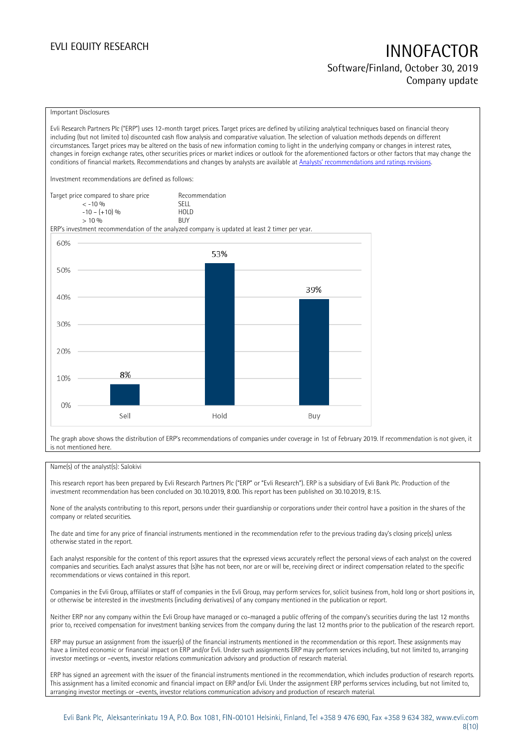Important Disclosures

Evli Research Partners Plc ("ERP") uses 12-month target prices. Target prices are defined by utilizing analytical techniques based on financial theory including (but not limited to) discounted cash flow analysis and comparative valuation. The selection of valuation methods depends on different circumstances. Target prices may be altered on the basis of new information coming to light in the underlying company or changes in interest rates, changes in foreign exchange rates, other securities prices or market indices or outlook for the aforementioned factors or other factors that may change the conditions of financial markets. Recommendations and changes by analysts are available at [Analysts' recommendations and ratings revisions](Analysts' recommendations and ratings revisions).

Investment recommendations are defined as follows:

| Target price compared to share price | Recommendation |
|---|---|
| < -10 % | SELL |
| -10 – (+10) % | HOLD |
| > 10 % | BUY |

ERP's investment recommendation of the analyzed company is updated at least 2 timer per year.

| | Sell | Hold | Buy |
|---|---|---|---|
| Share | 8% | 53% | 39% |

The graph above shows the distribution of ERP's recommendations of companies under coverage in 1st of February 2019. If recommendation is not given, it is not mentioned here.

Name(s) of the analyst(s): Salokivi

This research report has been prepared by Evli Research Partners Plc ("ERP" or "Evli Research"). ERP is a subsidiary of Evli Bank Plc. Production of the investment recommendation has been concluded on 30.10.2019, 8:00. This report has been published on 30.10.2019, 8:15.

None of the analysts contributing to this report, persons under their guardianship or corporations under their control have a position in the shares of the company or related securities.

The date and time for any price of financial instruments mentioned in the recommendation refer to the previous trading day's closing price(s) unless otherwise stated in the report.

Each analyst responsible for the content of this report assures that the expressed views accurately reflect the personal views of each analyst on the covered companies and securities. Each analyst assures that (s)he has not been, nor are or will be, receiving direct or indirect compensation related to the specific recommendations or views contained in this report.

Companies in the Evli Group, affiliates or staff of companies in the Evli Group, may perform services for, solicit business from, hold long or short positions in, or otherwise be interested in the investments (including derivatives) of any company mentioned in the publication or report.

Neither ERP nor any company within the Evli Group have managed or co-managed a public offering of the company's securities during the last 12 months prior to, received compensation for investment banking services from the company during the last 12 months prior to the publication of the research report.

ERP may pursue an assignment from the issuer(s) of the financial instruments mentioned in the recommendation or this report. These assignments may have a limited economic or financial impact on ERP and/or Evli. Under such assignments ERP may perform services including, but not limited to, arranging investor meetings or –events, investor relations communication advisory and production of research material.

ERP has signed an agreement with the issuer of the financial instruments mentioned in the recommendation, which includes production of research reports. This assignment has a limited economic and financial impact on ERP and/or Evli. Under the assignment ERP performs services including, but not limited to, arranging investor meetings or –events, investor relations communication advisory and production of research material.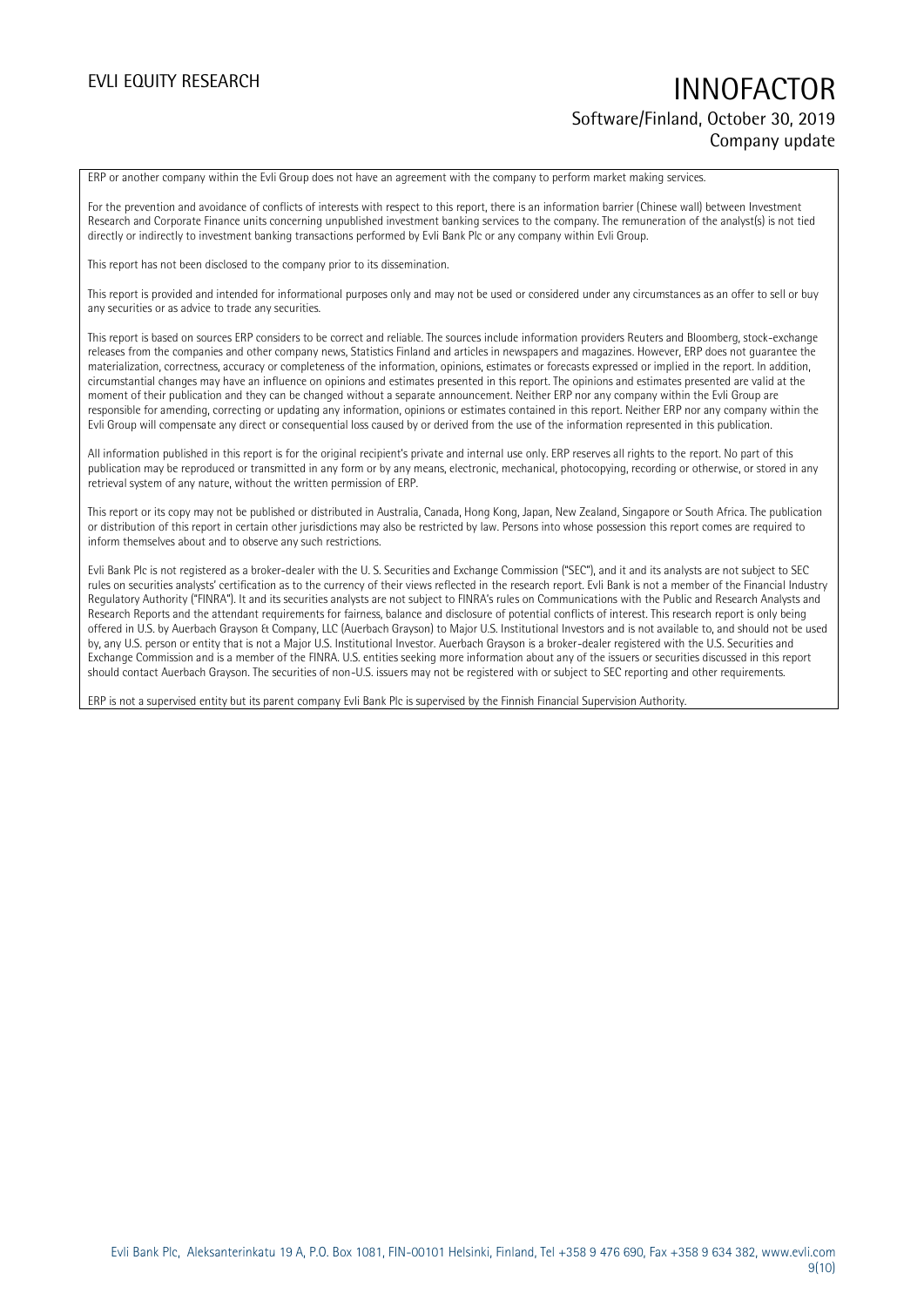ERP or another company within the Evli Group does not have an agreement with the company to perform market making services.

For the prevention and avoidance of conflicts of interests with respect to this report, there is an information barrier (Chinese wall) between Investment Research and Corporate Finance units concerning unpublished investment banking services to the company. The remuneration of the analyst(s) is not tied directly or indirectly to investment banking transactions performed by Evli Bank Plc or any company within Evli Group.

This report has not been disclosed to the company prior to its dissemination.

This report is provided and intended for informational purposes only and may not be used or considered under any circumstances as an offer to sell or buy any securities or as advice to trade any securities.

This report is based on sources ERP considers to be correct and reliable. The sources include information providers Reuters and Bloomberg, stock-exchange releases from the companies and other company news, Statistics Finland and articles in newspapers and magazines. However, ERP does not guarantee the materialization, correctness, accuracy or completeness of the information, opinions, estimates or forecasts expressed or implied in the report. In addition, circumstantial changes may have an influence on opinions and estimates presented in this report. The opinions and estimates presented are valid at the moment of their publication and they can be changed without a separate announcement. Neither ERP nor any company within the Evli Group are responsible for amending, correcting or updating any information, opinions or estimates contained in this report. Neither ERP nor any company within the Evli Group will compensate any direct or consequential loss caused by or derived from the use of the information represented in this publication.

All information published in this report is for the original recipient's private and internal use only. ERP reserves all rights to the report. No part of this publication may be reproduced or transmitted in any form or by any means, electronic, mechanical, photocopying, recording or otherwise, or stored in any retrieval system of any nature, without the written permission of ERP.

This report or its copy may not be published or distributed in Australia, Canada, Hong Kong, Japan, New Zealand, Singapore or South Africa. The publication or distribution of this report in certain other jurisdictions may also be restricted by law. Persons into whose possession this report comes are required to inform themselves about and to observe any such restrictions.

Evli Bank Plc is not registered as a broker-dealer with the U. S. Securities and Exchange Commission ("SEC"), and it and its analysts are not subject to SEC rules on securities analysts' certification as to the currency of their views reflected in the research report. Evli Bank is not a member of the Financial Industry Regulatory Authority ("FINRA"). It and its securities analysts are not subject to FINRA's rules on Communications with the Public and Research Analysts and Research Reports and the attendant requirements for fairness, balance and disclosure of potential conflicts of interest. This research report is only being offered in U.S. by Auerbach Grayson & Company, LLC (Auerbach Grayson) to Major U.S. Institutional Investors and is not available to, and should not be used by, any U.S. person or entity that is not a Major U.S. Institutional Investor. Auerbach Grayson is a broker-dealer registered with the U.S. Securities and Exchange Commission and is a member of the FINRA. U.S. entities seeking more information about any of the issuers or securities discussed in this report should contact Auerbach Grayson. The securities of non-U.S. issuers may not be registered with or subject to SEC reporting and other requirements.

ERP is not a supervised entity but its parent company Evli Bank Plc is supervised by the Finnish Financial Supervision Authority.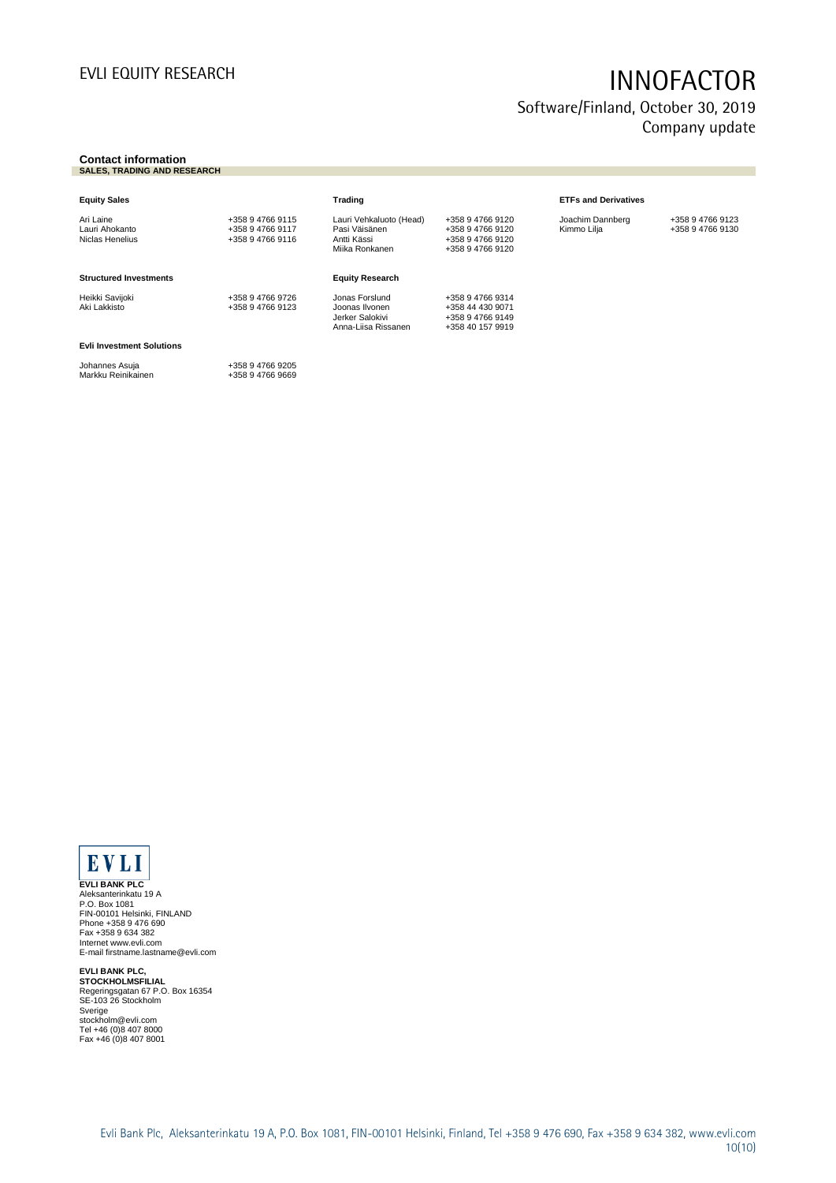## Contact information

**SALES, TRADING AND RESEARCH**

| | | | | | |
|---|---|---|---|---|---|
| **Equity Sales** | | **Trading** | | **ETFs and Derivatives** | |
| Ari Laine | +358 9 4766 9115 | Lauri Vehkaluoto (Head) | +358 9 4766 9120 | Joachim Dannberg | +358 9 4766 9123 |
| Lauri Ahokanto | +358 9 4766 9117 | Pasi Väisänen | +358 9 4766 9120 | Kimmo Lilja | +358 9 4766 9130 |
| Niclas Henelius | +358 9 4766 9116 | Antti Kässi | +358 9 4766 9120 | | |
| | | Miika Ronkanen | +358 9 4766 9120 | | |
| **Structured Investments** | | **Equity Research** | | | |
| Heikki Savijoki | +358 9 4766 9726 | Jonas Forslund | +358 9 4766 9314 | | |
| Aki Lakkisto | +358 9 4766 9123 | Joonas Ilvonen | +358 44 430 9071 | | |
| | | Jerker Salokivi | +358 9 4766 9149 | | |
| | | Anna-Liisa Rissanen | +358 40 157 9919 | | |
| **Evli Investment Solutions** | | | | | |
| Johannes Asuja | +358 9 4766 9205 | | | | |
| Markku Reinikainen | +358 9 4766 9669 | | | | |

EVLI

**EVLI BANK PLC**
Aleksanterinkatu 19 A
P.O. Box 1081
FIN-00101 Helsinki, FINLAND
Phone +358 9 476 690
Fax +358 9 634 382
Internet www.evli.com
E-mail firstname.lastname@evli.com

**EVLI BANK PLC, STOCKHOLMSFILIAL**
Regeringsgatan 67 P.O. Box 16354
SE-103 26 Stockholm
Sverige
stockholm@evli.com
Tel +46 (0)8 407 8000
Fax +46 (0)8 407 8001